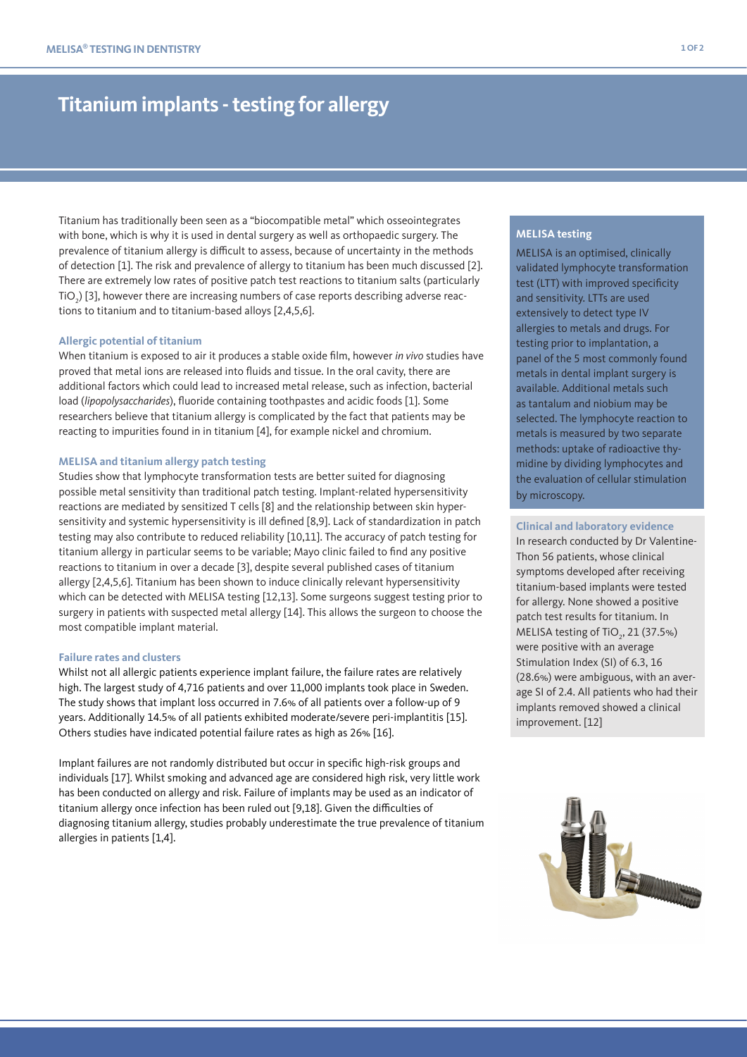# Titanium implants - testing for allergy

Titanium has traditionally been seen as a "biocompatible metal" which osseointegrates with bone, which is why it is used in dental surgery as well as orthopaedic surgery. The prevalence of titanium allergy is difficult to assess, because of uncertainty in the methods of detection [1]. The risk and prevalence of allergy to titanium has been much discussed [2]. There are extremely low rates of positive patch test reactions to titanium salts (particularly $TiO_2$) [3], however there are increasing numbers of case reports describing adverse reactions to titanium and to titanium-based alloys [2,4,5,6].

### Allergic potential of titanium

When titanium is exposed to air it produces a stable oxide film, however *in vivo* studies have proved that metal ions are released into fluids and tissue. In the oral cavity, there are additional factors which could lead to increased metal release, such as infection, bacterial load (*lipopolysaccharides*), fluoride containing toothpastes and acidic foods [1]. Some researchers believe that titanium allergy is complicated by the fact that patients may be reacting to impurities found in in titanium [4], for example nickel and chromium.

### MELISA and titanium allergy patch testing

Studies show that lymphocyte transformation tests are better suited for diagnosing possible metal sensitivity than traditional patch testing. Implant-related hypersensitivity reactions are mediated by sensitized T cells [8] and the relationship between skin hypersensitivity and systemic hypersensitivity is ill defined [8,9]. Lack of standardization in patch testing may also contribute to reduced reliability [10,11]. The accuracy of patch testing for titanium allergy in particular seems to be variable; Mayo clinic failed to find any positive reactions to titanium in over a decade [3], despite several published cases of titanium allergy [2,4,5,6]. Titanium has been shown to induce clinically relevant hypersensitivity which can be detected with MELISA testing [12,13]. Some surgeons suggest testing prior to surgery in patients with suspected metal allergy [14]. This allows the surgeon to choose the most compatible implant material.

### Failure rates and clusters

Whilst not all allergic patients experience implant failure, the failure rates are relatively high. The largest study of 4,716 patients and over 11,000 implants took place in Sweden. The study shows that implant loss occurred in 7.6% of all patients over a follow-up of 9 years. Additionally 14.5% of all patients exhibited moderate/severe peri-implantitis [15]. Others studies have indicated potential failure rates as high as 26% [16].

Implant failures are not randomly distributed but occur in specific high-risk groups and individuals [17]. Whilst smoking and advanced age are considered high risk, very little work has been conducted on allergy and risk. Failure of implants may be used as an indicator of titanium allergy once infection has been ruled out [9,18]. Given the difficulties of diagnosing titanium allergy, studies probably underestimate the true prevalence of titanium allergies in patients [1,4].

### MELISA testing

MELISA is an optimised, clinically validated lymphocyte transformation test (LTT) with improved specificity and sensitivity. LTTs are used extensively to detect type IV allergies to metals and drugs. For testing prior to implantation, a panel of the 5 most commonly found metals in dental implant surgery is available. Additional metals such as tantalum and niobium may be selected. The lymphocyte reaction to metals is measured by two separate methods: uptake of radioactive thymidine by dividing lymphocytes and the evaluation of cellular stimulation by microscopy.

### Clinical and laboratory evidence

In research conducted by Dr Valentine-Thon 56 patients, whose clinical symptoms developed after receiving titanium-based implants were tested for allergy. None showed a positive patch test results for titanium. In MELISA testing of $TiO_2$, 21 (37.5%) were positive with an average Stimulation Index (SI) of 6.3, 16 (28.6%) were ambiguous, with an average SI of 2.4. All patients who had their implants removed showed a clinical improvement. [12]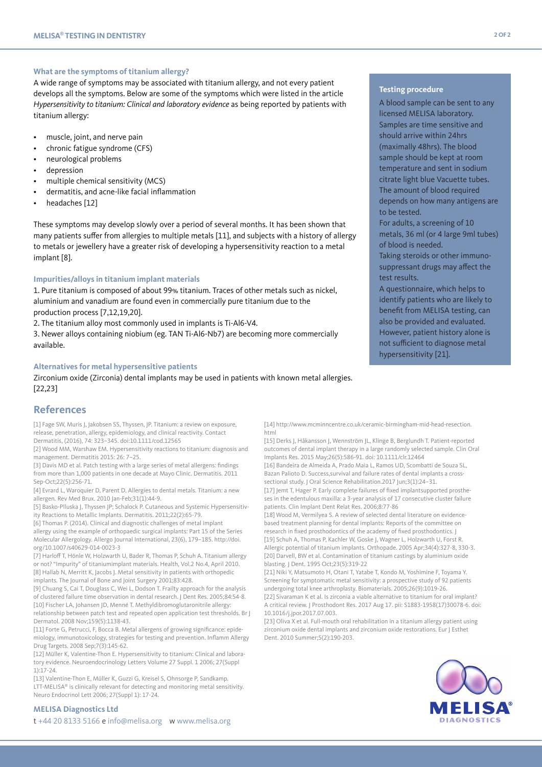### What are the symptoms of titanium allergy?

A wide range of symptoms may be associated with titanium allergy, and not every patient develops all the symptoms. Below are some of the symptoms which were listed in the article *Hypersensitivity to titanium: Clinical and laboratory evidence* as being reported by patients with titanium allergy:

- muscle, joint, and nerve pain
- chronic fatigue syndrome (CFS)
- neurological problems
- depression
- multiple chemical sensitivity (MCS)
- dermatitis, and acne-like facial inflammation
- headaches [12]

These symptoms may develop slowly over a period of several months. It has been shown that many patients suffer from allergies to multiple metals [11], and subjects with a history of allergy to metals or jewellery have a greater risk of developing a hypersensitivity reaction to a metal implant [8].

### Impurities/alloys in titanium implant materials

1. Pure titanium is composed of about 99% titanium. Traces of other metals such as nickel, aluminium and vanadium are found even in commercially pure titanium due to the production process [7,12,19,20].
2. The titanium alloy most commonly used in implants is Ti-Al6-V4.
3. Newer alloys containing niobium (eg. TAN Ti-Al6-Nb7) are becoming more commercially available.

### Alternatives for metal hypersensitive patients

Zirconium oxide (Zirconia) dental implants may be used in patients with known metal allergies. [22,23]

### Testing procedure

A blood sample can be sent to any licensed MELISA laboratory. Samples are time sensitive and should arrive within 24hrs (maximally 48hrs). The blood sample should be kept at room temperature and sent in sodium citrate light blue Vacuette tubes. The amount of blood required depends on how many antigens are to be tested.

For adults, a screening of 10 metals, 36 ml (or 4 large 9ml tubes) of blood is needed.

Taking steroids or other immuno-suppressant drugs may affect the test results.

A questionnaire, which helps to identify patients who are likely to benefit from MELISA testing, can also be provided and evaluated. However, patient history alone is not sufficient to diagnose metal hypersensitivity [21].

## References

[1] Fage SW, Muris J, Jakobsen SS, Thyssen, JP. Titanium: a review on exposure, release, penetration, allergy, epidemiology, and clinical reactivity. Contact Dermatitis, (2016), 74: 323–345. doi:10.1111/cod.12565

[2] Wood MM, Warshaw EM. Hypersensitivity reactions to titanium: diagnosis and management. Dermatitis 2015: 26: 7–25.

[3] Davis MD et al. Patch testing with a large series of metal allergens: findings from more than 1,000 patients in one decade at Mayo Clinic. Dermatitis. 2011 Sep-Oct;22(5):256-71.

[4] Evrard L, Waroquier D, Parent D. Allergies to dental metals. Titanium: a new allergen. Rev Med Brux. 2010 Jan-Feb;31(1):44-9.

[5] Basko-Plluska J, Thyssen JP, Schalock P. Cutaneous and Systemic Hypersensitivity Reactions to Metallic Implants. Dermatitis. 2011;22(2):65-79.

[6] Thomas P. (2014). Clinical and diagnostic challenges of metal implant allergy using the example of orthopaedic surgical implants: Part 15 of the Series Molecular Allergology. Allergo Journal International, 23(6), 179–185. http://doi.org/10.1007/s40629-014-0023-3

[7] Harloff T, Hönle W, Holzwarth U, Bader R, Thomas P, Schuh A. Titanium allergy or not? "Impurity" of titaniumimplant materials. Health, Vol.2 No.4, April 2010.

[8] Hallab N, Merritt K, Jacobs J. Metal sensitivity in patients with orthopedic implants. The Journal of Bone and Joint Surgery 2001;83:428.

[9] Chuang S, Cai T, Douglass C, Wei L, Dodson T. Frailty approach for the analysis of clustered failure time observation in dental research. J Dent Res. 2005;84:54-8.

[10] Fischer LA, Johansen JD, Menné T. Methyldibromoglutaronitrile allergy: relationship between patch test and repeated open application test thresholds. Br J Dermatol. 2008 Nov;159(5):1138-43.

[11] Forte G, Petrucci, F, Bocca B. Metal allergens of growing significance: epidemiology, immunotoxicology, strategies for testing and prevention. Inflamm Allergy Drug Targets. 2008 Sep;7(3):145-62.

[12] Müller K, Valentine-Thon E. Hypersensitivity to titanium: Clinical and laboratory evidence. Neuroendocrinology Letters Volume 27 Suppl. 1 2006; 27(Suppl 1):17-24.

[13] Valentine-Thon E, Müller K, Guzzi G, Kreisel S, Ohnsorge P, Sandkamp. LTT-MELISA® is clinically relevant for detecting and monitoring metal sensitivity. Neuro Endocrinol Lett 2006; 27(Suppl 1): 17-24.

[14] http://www.mcminncentre.co.uk/ceramic-birmingham-mid-head-resection.html

[15] Derks J, Håkansson J, Wennström JL, Klinge B, Berglundh T. Patient-reported outcomes of dental implant therapy in a large randomly selected sample. Clin Oral Implants Res. 2015 May;26(5):586-91. doi: 10.1111/clr.12464

[16] Bandeira de Almeida A, Prado Maia L, Ramos UD, Scombatti de Souza SL, Bazan Palioto D. Success,survival and failure rates of dental implants a cross-sectional study. J Oral Science Rehabilitation.2017 Jun;3(1):24–31.

[17] Jemt T, Hager P. Early complete failures of fixed implantsupported prostheses in the edentulous maxilla: a 3-year analysis of 17 consecutive cluster failure patients. Clin Implant Dent Relat Res. 2006;8:77-86

[18] Wood M, Vermilyea S. A review of selected dental literature on evidence-based treatment planning for dental implants: Reports of the committee on research in fixed prosthodontics of the academy of fixed prosthodontics. J

[19] Schuh A, Thomas P, Kachler W, Goske J, Wagner L, Holzwarth U, Forst R. Allergic potential of titanium implants. Orthopade. 2005 Apr;34(4):327-8, 330-3.

[20] Darvell, BW et al. Contamination of titanium castings by aluminium oxide blasting. J Dent. 1995 Oct;23(5):319-22

[21] Niki Y, Matsumoto H, Otani T, Yatabe T, Kondo M, Yoshimine F, Toyama Y. Screening for symptomatic metal sensitivity: a prospective study of 92 patients undergoing total knee arthroplasty. Biomaterials. 2005;26(9):1019-26.

[22] Sivaraman K et al. Is zirconia a viable alternative to titanium for oral implant? A critical review. J Prosthodont Res. 2017 Aug 17. pii: S1883-1958(17)30078-6. doi: 10.1016/j.jpor.2017.07.003.

[23] Oliva X et al. Full-mouth oral rehabilitation in a titanium allergy patient using zirconium oxide dental implants and zirconium oxide restorations. Eur J Esthet Dent. 2010 Summer;5(2):190-203.

**MELISA Diagnostics Ltd**

t +44 20 8133 5166 e info@melisa.org w www.melisa.org